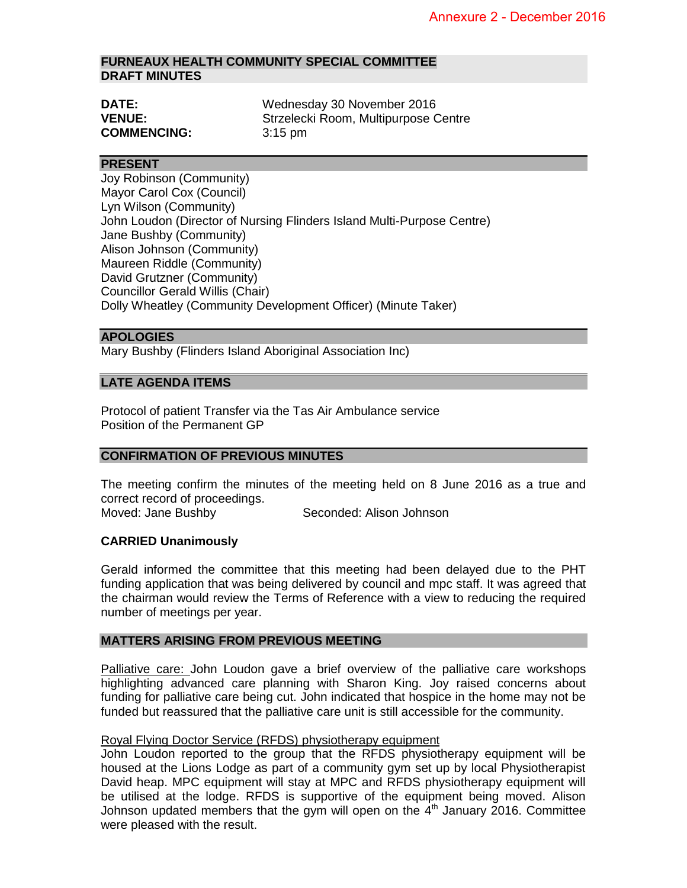Annexure 2 - December 2016

## FURNEAUX HEALTH COMMUNITY SPECIAL COMMITTEE
## DRAFT MINUTES

**DATE:** Wednesday 30 November 2016
**VENUE:** Strzelecki Room, Multipurpose Centre
**COMMENCING:** 3:15 pm

### PRESENT

Joy Robinson (Community)
Mayor Carol Cox (Council)
Lyn Wilson (Community)
John Loudon (Director of Nursing Flinders Island Multi-Purpose Centre)
Jane Bushby (Community)
Alison Johnson (Community)
Maureen Riddle (Community)
David Grutzner (Community)
Councillor Gerald Willis (Chair)
Dolly Wheatley (Community Development Officer) (Minute Taker)

### APOLOGIES

Mary Bushby (Flinders Island Aboriginal Association Inc)

### LATE AGENDA ITEMS

Protocol of patient Transfer via the Tas Air Ambulance service
Position of the Permanent GP

### CONFIRMATION OF PREVIOUS MINUTES

The meeting confirm the minutes of the meeting held on 8 June 2016 as a true and correct record of proceedings.
Moved: Jane Bushby Seconded: Alison Johnson

**CARRIED Unanimously**

Gerald informed the committee that this meeting had been delayed due to the PHT funding application that was being delivered by council and mpc staff. It was agreed that the chairman would review the Terms of Reference with a view to reducing the required number of meetings per year.

### MATTERS ARISING FROM PREVIOUS MEETING

Palliative care: John Loudon gave a brief overview of the palliative care workshops highlighting advanced care planning with Sharon King. Joy raised concerns about funding for palliative care being cut. John indicated that hospice in the home may not be funded but reassured that the palliative care unit is still accessible for the community.

Royal Flying Doctor Service (RFDS) physiotherapy equipment
John Loudon reported to the group that the RFDS physiotherapy equipment will be housed at the Lions Lodge as part of a community gym set up by local Physiotherapist David heap. MPC equipment will stay at MPC and RFDS physiotherapy equipment will be utilised at the lodge. RFDS is supportive of the equipment being moved. Alison Johnson updated members that the gym will open on the 4th January 2016. Committee were pleased with the result.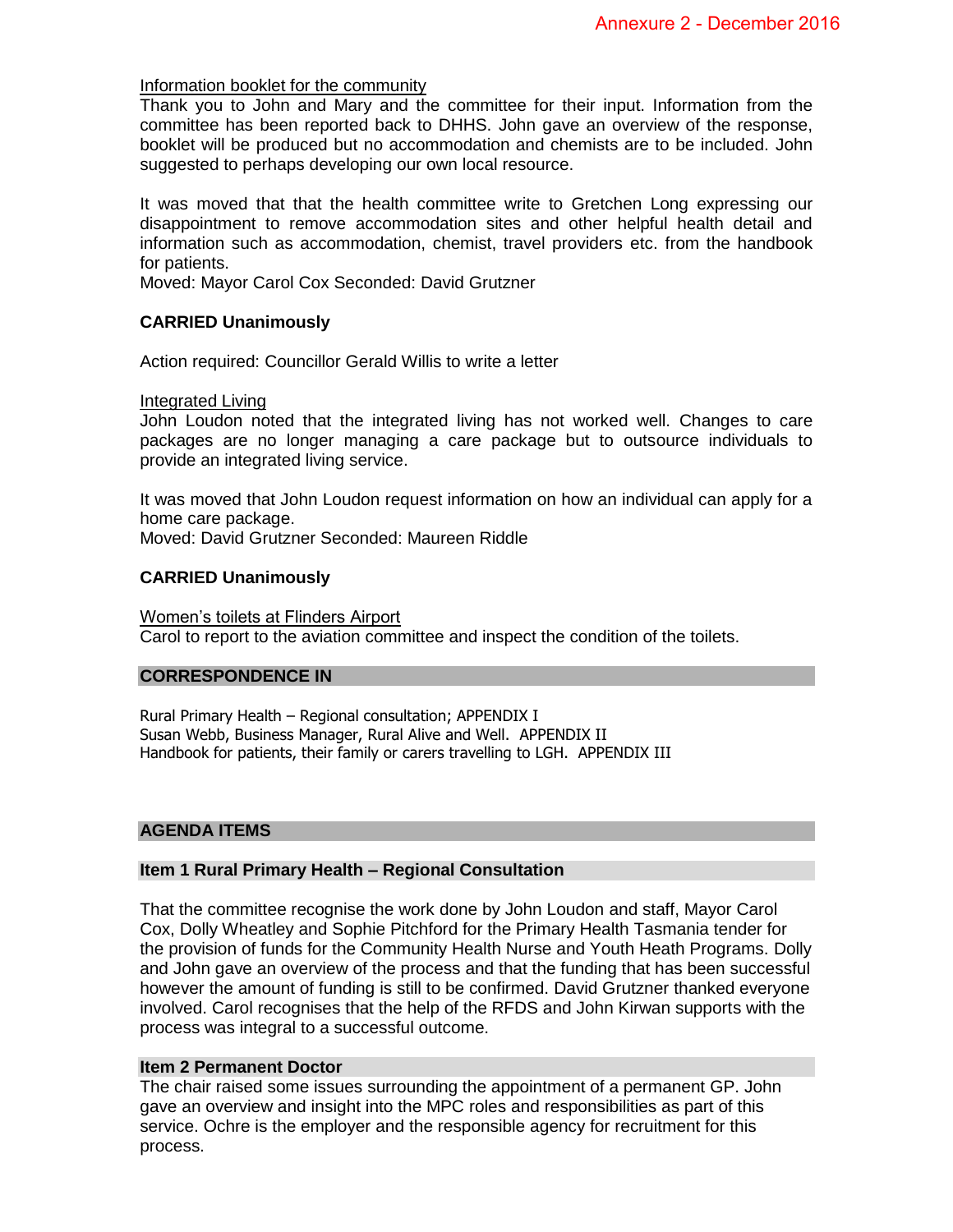Information booklet for the community

Thank you to John and Mary and the committee for their input. Information from the committee has been reported back to DHHS. John gave an overview of the response, booklet will be produced but no accommodation and chemists are to be included. John suggested to perhaps developing our own local resource.

It was moved that that the health committee write to Gretchen Long expressing our disappointment to remove accommodation sites and other helpful health detail and information such as accommodation, chemist, travel providers etc. from the handbook for patients.
Moved: Mayor Carol Cox Seconded: David Grutzner

**CARRIED Unanimously**

Action required: Councillor Gerald Willis to write a letter

Integrated Living

John Loudon noted that the integrated living has not worked well. Changes to care packages are no longer managing a care package but to outsource individuals to provide an integrated living service.

It was moved that John Loudon request information on how an individual can apply for a home care package.
Moved: David Grutzner Seconded: Maureen Riddle

**CARRIED Unanimously**

Women's toilets at Flinders Airport

Carol to report to the aviation committee and inspect the condition of the toilets.

## CORRESPONDENCE IN

Rural Primary Health – Regional consultation; APPENDIX I
Susan Webb, Business Manager, Rural Alive and Well. APPENDIX II
Handbook for patients, their family or carers travelling to LGH. APPENDIX III

## AGENDA ITEMS

### Item 1 Rural Primary Health – Regional Consultation

That the committee recognise the work done by John Loudon and staff, Mayor Carol Cox, Dolly Wheatley and Sophie Pitchford for the Primary Health Tasmania tender for the provision of funds for the Community Health Nurse and Youth Heath Programs. Dolly and John gave an overview of the process and that the funding that has been successful however the amount of funding is still to be confirmed. David Grutzner thanked everyone involved. Carol recognises that the help of the RFDS and John Kirwan supports with the process was integral to a successful outcome.

### Item 2 Permanent Doctor

The chair raised some issues surrounding the appointment of a permanent GP. John gave an overview and insight into the MPC roles and responsibilities as part of this service. Ochre is the employer and the responsible agency for recruitment for this process.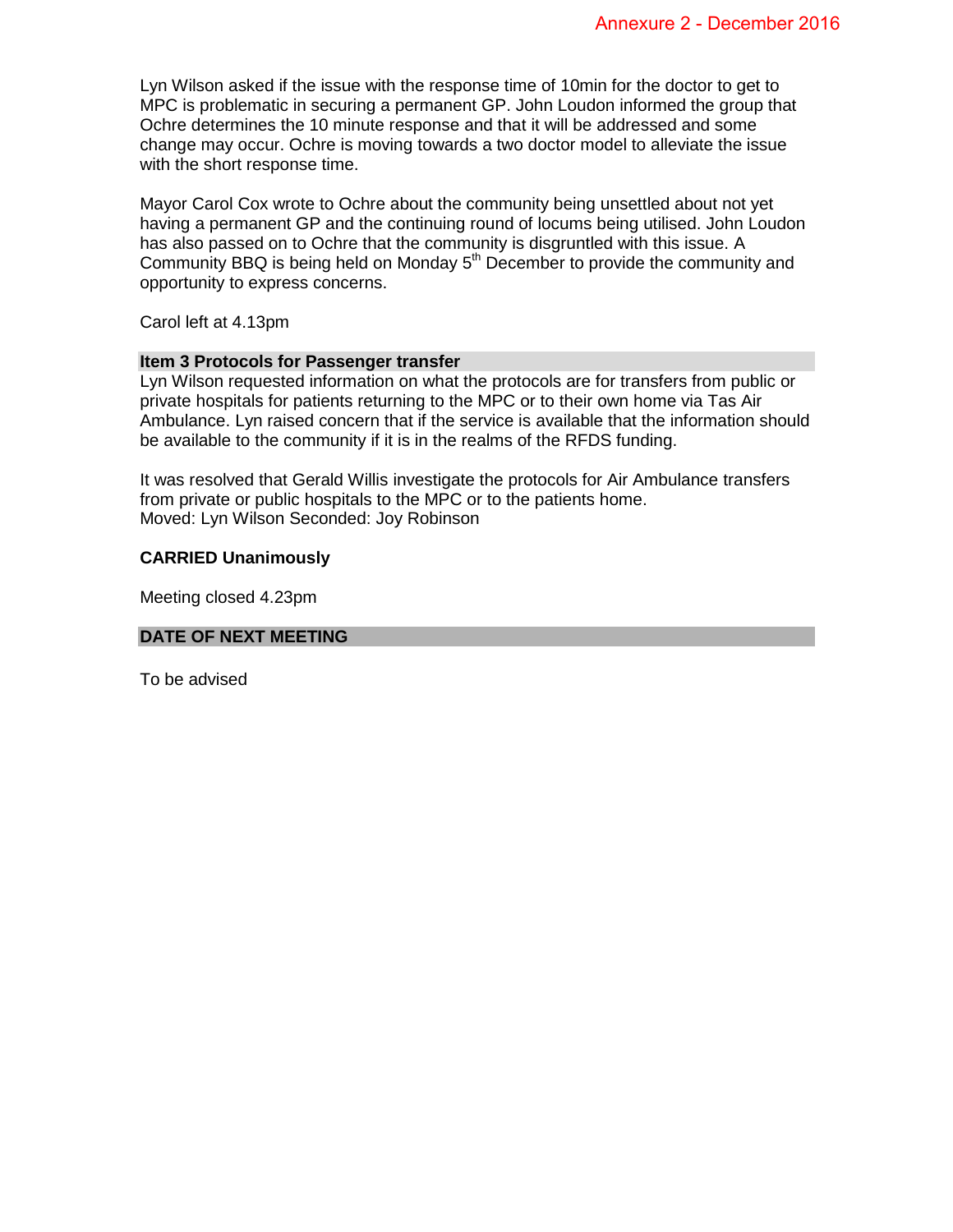Lyn Wilson asked if the issue with the response time of 10min for the doctor to get to MPC is problematic in securing a permanent GP. John Loudon informed the group that Ochre determines the 10 minute response and that it will be addressed and some change may occur. Ochre is moving towards a two doctor model to alleviate the issue with the short response time.

Mayor Carol Cox wrote to Ochre about the community being unsettled about not yet having a permanent GP and the continuing round of locums being utilised. John Loudon has also passed on to Ochre that the community is disgruntled with this issue. A Community BBQ is being held on Monday 5th December to provide the community and opportunity to express concerns.

Carol left at 4.13pm

## Item 3 Protocols for Passenger transfer

Lyn Wilson requested information on what the protocols are for transfers from public or private hospitals for patients returning to the MPC or to their own home via Tas Air Ambulance. Lyn raised concern that if the service is available that the information should be available to the community if it is in the realms of the RFDS funding.

It was resolved that Gerald Willis investigate the protocols for Air Ambulance transfers from private or public hospitals to the MPC or to the patients home.
Moved: Lyn Wilson Seconded: Joy Robinson

**CARRIED Unanimously**

Meeting closed 4.23pm

## DATE OF NEXT MEETING

To be advised